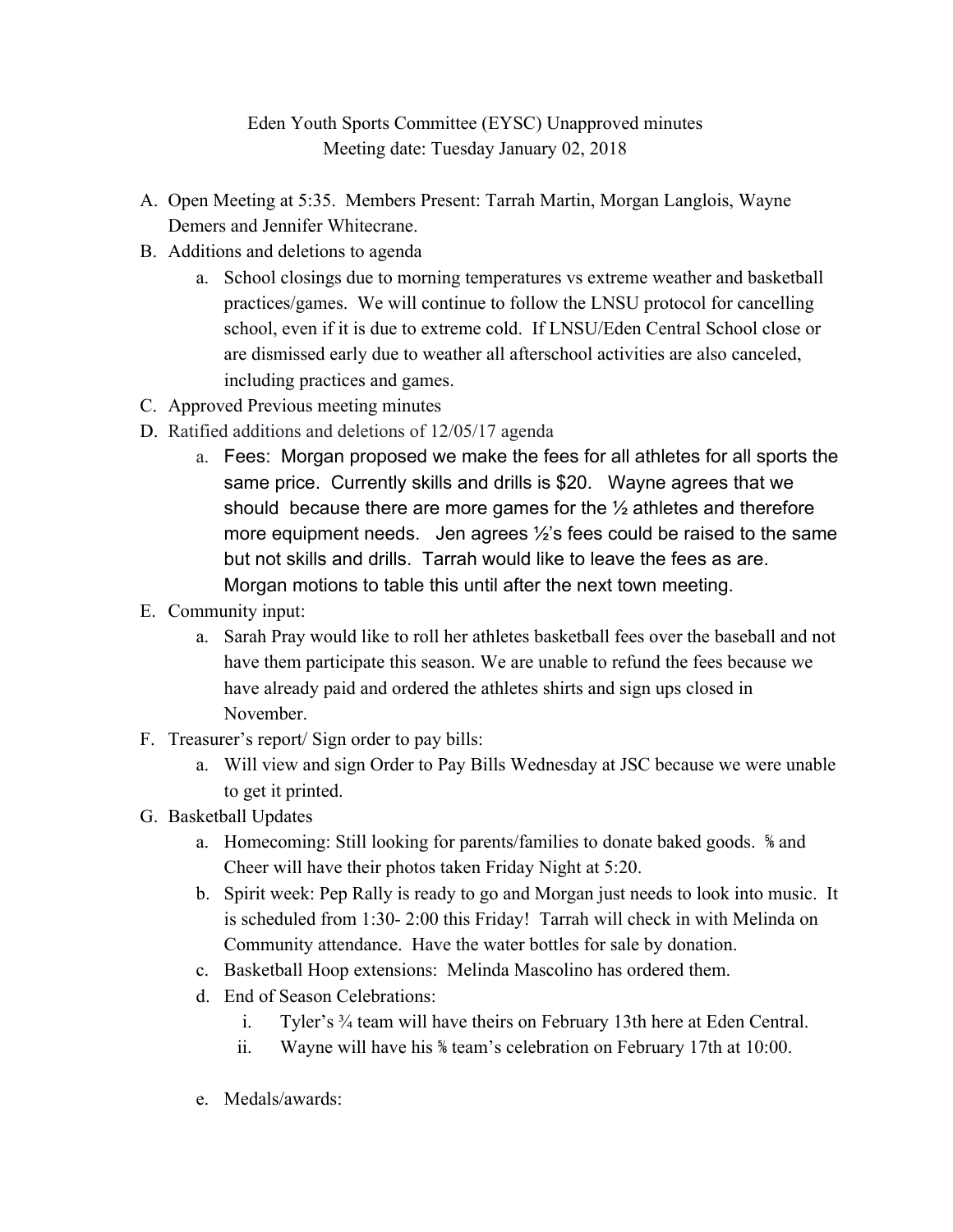Eden Youth Sports Committee (EYSC) Unapproved minutes
Meeting date: Tuesday January 02, 2018

A. Open Meeting at 5:35. Members Present: Tarrah Martin, Morgan Langlois, Wayne Demers and Jennifer Whitecrane.
B. Additions and deletions to agenda
   a. School closings due to morning temperatures vs extreme weather and basketball practices/games. We will continue to follow the LNSU protocol for cancelling school, even if it is due to extreme cold. If LNSU/Eden Central School close or are dismissed early due to weather all afterschool activities are also canceled, including practices and games.
C. Approved Previous meeting minutes
D. Ratified additions and deletions of 12/05/17 agenda
   a. Fees: Morgan proposed we make the fees for all athletes for all sports the same price. Currently skills and drills is $20. Wayne agrees that we should because there are more games for the ½ athletes and therefore more equipment needs. Jen agrees ½'s fees could be raised to the same but not skills and drills. Tarrah would like to leave the fees as are. Morgan motions to table this until after the next town meeting.
E. Community input:
   a. Sarah Pray would like to roll her athletes basketball fees over the baseball and not have them participate this season. We are unable to refund the fees because we have already paid and ordered the athletes shirts and sign ups closed in November.
F. Treasurer's report/ Sign order to pay bills:
   a. Will view and sign Order to Pay Bills Wednesday at JSC because we were unable to get it printed.
G. Basketball Updates
   a. Homecoming: Still looking for parents/families to donate baked goods. ⅚ and Cheer will have their photos taken Friday Night at 5:20.
   b. Spirit week: Pep Rally is ready to go and Morgan just needs to look into music. It is scheduled from 1:30- 2:00 this Friday! Tarrah will check in with Melinda on Community attendance. Have the water bottles for sale by donation.
   c. Basketball Hoop extensions: Melinda Mascolino has ordered them.
   d. End of Season Celebrations:
      i. Tyler's ¾ team will have theirs on February 13th here at Eden Central.
      ii. Wayne will have his ⅚ team's celebration on February 17th at 10:00.
   e. Medals/awards: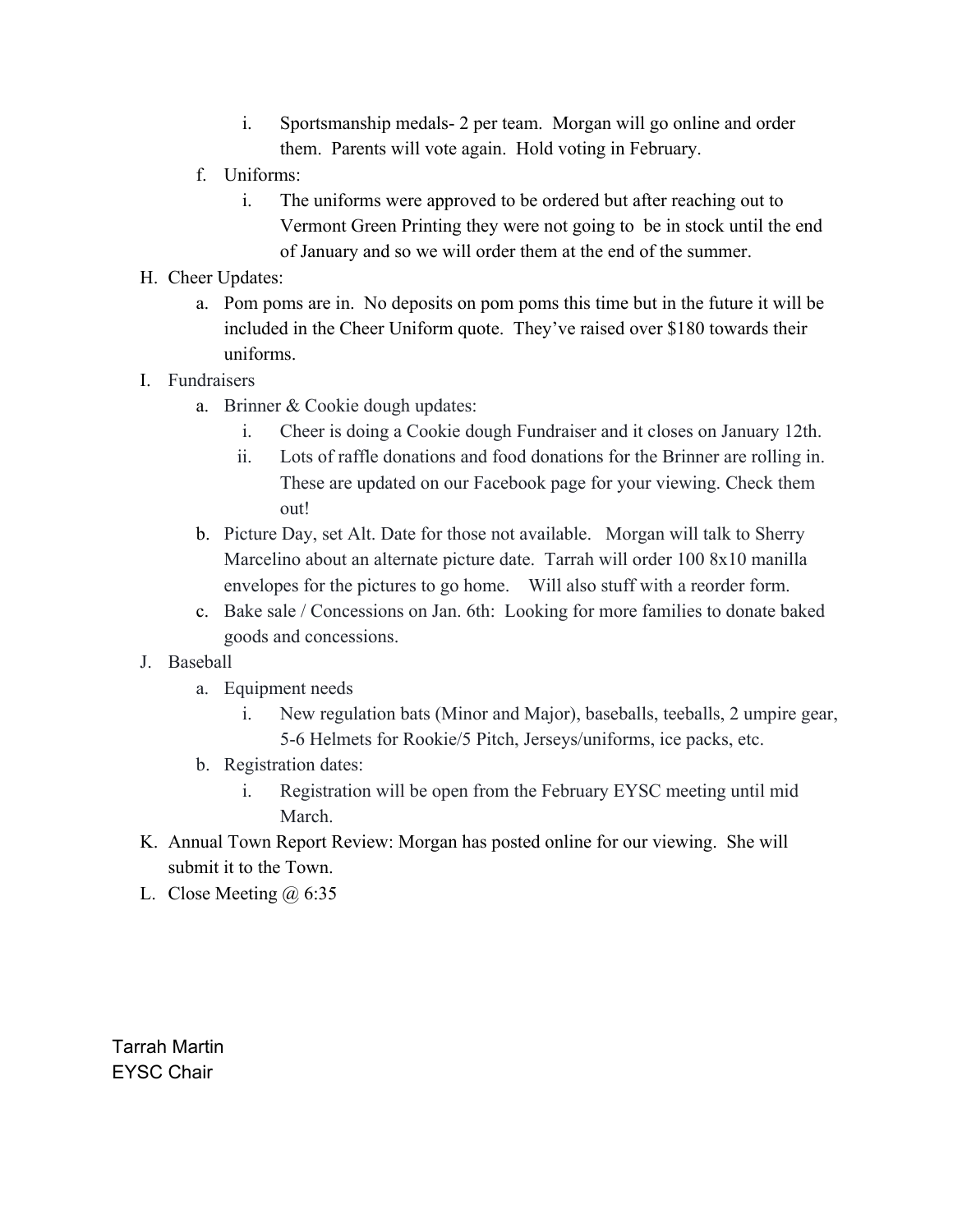i. Sportsmanship medals- 2 per team. Morgan will go online and order them. Parents will vote again. Hold voting in February.

f. Uniforms:

i. The uniforms were approved to be ordered but after reaching out to Vermont Green Printing they were not going to be in stock until the end of January and so we will order them at the end of the summer.

H. Cheer Updates:

a. Pom poms are in. No deposits on pom poms this time but in the future it will be included in the Cheer Uniform quote. They've raised over $180 towards their uniforms.

I. Fundraisers

a. Brinner & Cookie dough updates:

i. Cheer is doing a Cookie dough Fundraiser and it closes on January 12th.

ii. Lots of raffle donations and food donations for the Brinner are rolling in. These are updated on our Facebook page for your viewing. Check them out!

b. Picture Day, set Alt. Date for those not available. Morgan will talk to Sherry Marcelino about an alternate picture date. Tarrah will order 100 8x10 manilla envelopes for the pictures to go home. Will also stuff with a reorder form.

c. Bake sale / Concessions on Jan. 6th: Looking for more families to donate baked goods and concessions.

J. Baseball

a. Equipment needs

i. New regulation bats (Minor and Major), baseballs, teeballs, 2 umpire gear, 5-6 Helmets for Rookie/5 Pitch, Jerseys/uniforms, ice packs, etc.

b. Registration dates:

i. Registration will be open from the February EYSC meeting until mid March.

K. Annual Town Report Review: Morgan has posted online for our viewing. She will submit it to the Town.

L. Close Meeting @ 6:35

Tarrah Martin
EYSC Chair